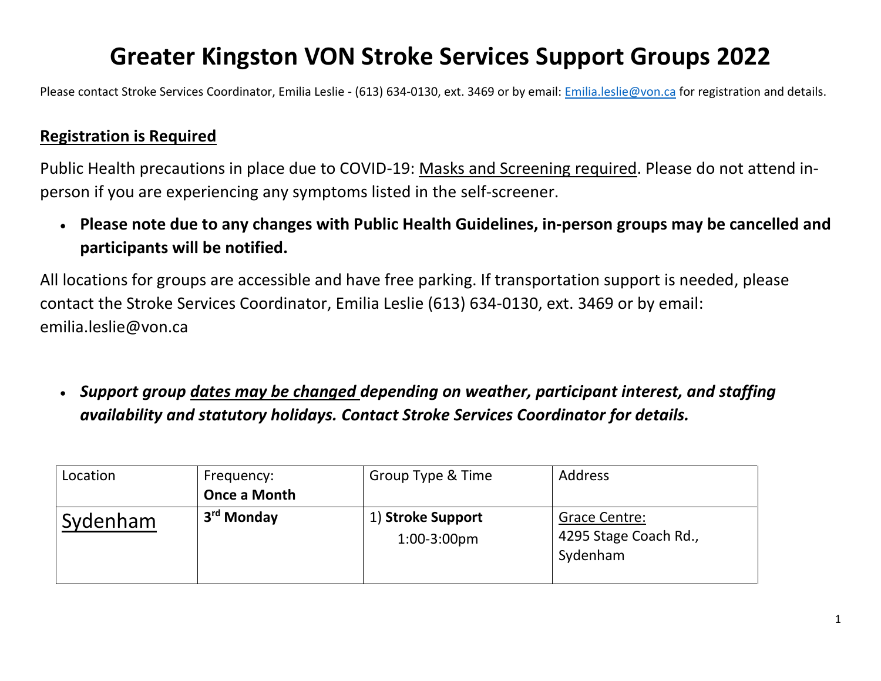# Greater Kingston VON Stroke Services Support Groups 2022

Please contact Stroke Services Coordinator, Emilia Leslie - (613) 634-0130, ext. 3469 or by email: Emilia.leslie@von.ca for registration and details.

## Registration is Required

Public Health precautions in place due to COVID-19: Masks and Screening required. Please do not attend in-person if you are experiencing any symptoms listed in the self-screener.

- **Please note due to any changes with Public Health Guidelines, in-person groups may be cancelled and participants will be notified.**

All locations for groups are accessible and have free parking. If transportation support is needed, please contact the Stroke Services Coordinator, Emilia Leslie (613) 634-0130, ext. 3469 or by email: emilia.leslie@von.ca

- ***Support group dates may be changed depending on weather, participant interest, and staffing availability and statutory holidays. Contact Stroke Services Coordinator for details.***

| Location | Frequency: **Once a Month** | Group Type & Time | Address |
|---|---|---|---|
| Sydenham | **3rd Monday** | 1) **Stroke Support** 1:00-3:00pm | Grace Centre: 4295 Stage Coach Rd., Sydenham |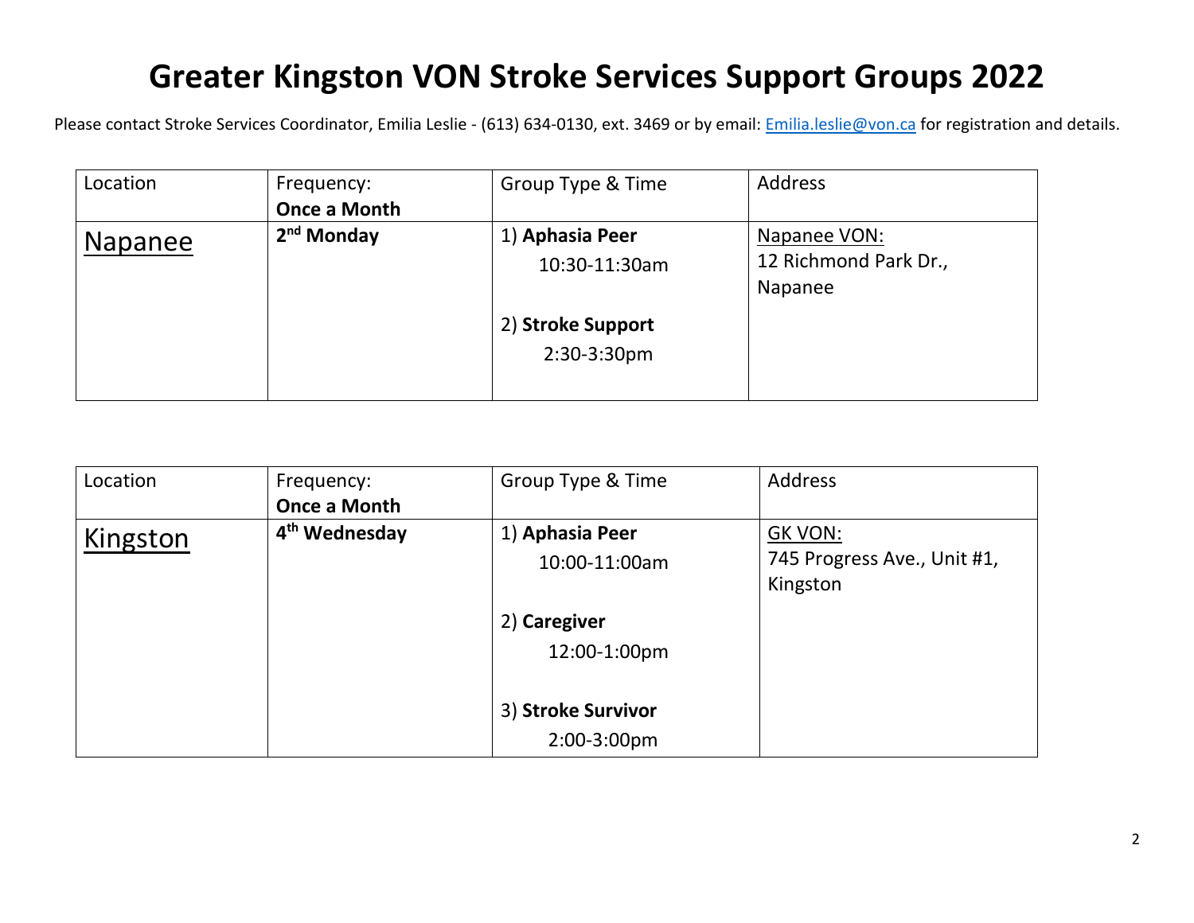# Greater Kingston VON Stroke Services Support Groups 2022

Please contact Stroke Services Coordinator, Emilia Leslie - (613) 634-0130, ext. 3469 or by email: Emilia.leslie@von.ca for registration and details.

| Location | Frequency: **Once a Month** | Group Type & Time | Address |
|---|---|---|---|
| Napanee | **2nd Monday** | 1) **Aphasia Peer** 10:30-11:30am<br><br>2) **Stroke Support** 2:30-3:30pm | Napanee VON:<br>12 Richmond Park Dr., Napanee |

| Location | Frequency: **Once a Month** | Group Type & Time | Address |
|---|---|---|---|
| Kingston | **4th Wednesday** | 1) **Aphasia Peer** 10:00-11:00am<br><br>2) **Caregiver** 12:00-1:00pm<br><br>3) **Stroke Survivor** 2:00-3:00pm | GK VON:<br>745 Progress Ave., Unit #1, Kingston |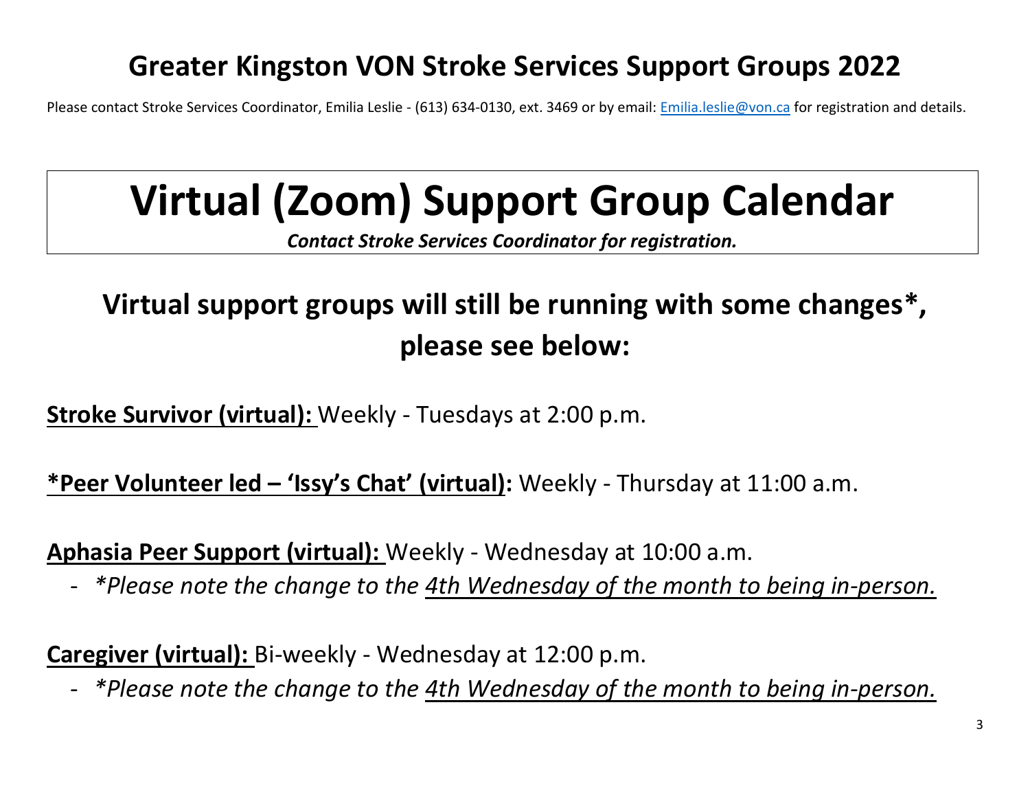# Greater Kingston VON Stroke Services Support Groups 2022

Please contact Stroke Services Coordinator, Emilia Leslie - (613) 634-0130, ext. 3469 or by email: [Emilia.leslie@von.ca](mailto:Emilia.leslie@von.ca) for registration and details.

# Virtual (Zoom) Support Group Calendar

***Contact Stroke Services Coordinator for registration.***

## Virtual support groups will still be running with some changes*, please see below:

**<u>Stroke Survivor (virtual):</u>** Weekly - Tuesdays at 2:00 p.m.

**<u>*Peer Volunteer led – 'Issy's Chat' (virtual)</u>:** Weekly - Thursday at 11:00 a.m.

**<u>Aphasia Peer Support (virtual):</u>** Weekly - Wednesday at 10:00 a.m.

- *\*Please note the change to the <u>4th Wednesday of the month to being in-person.</u>*

**<u>Caregiver (virtual):</u>** Bi-weekly - Wednesday at 12:00 p.m.

- *\*Please note the change to the <u>4th Wednesday of the month to being in-person.</u>*